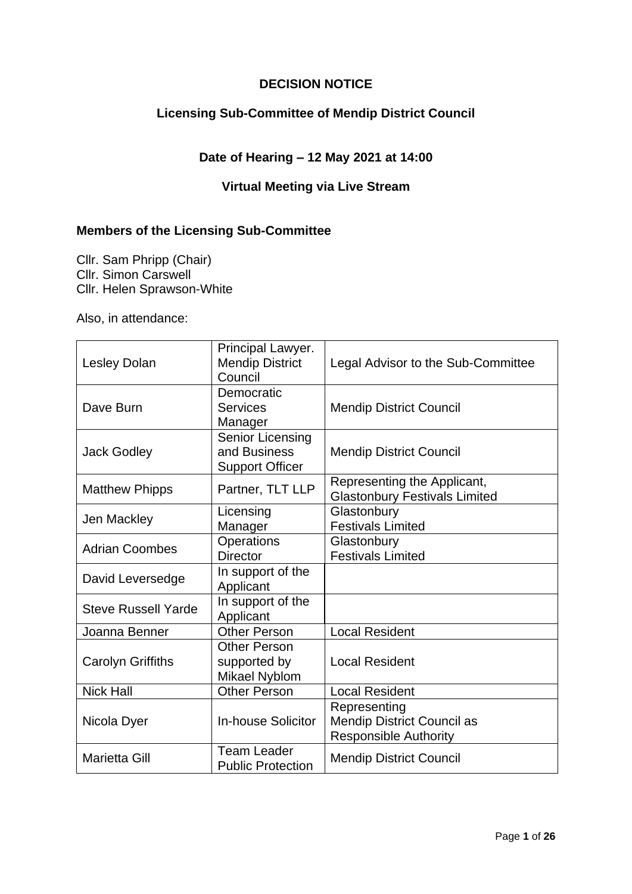# DECISION NOTICE

## Licensing Sub-Committee of Mendip District Council

### Date of Hearing – 12 May 2021 at 14:00

### Virtual Meeting via Live Stream

**Members of the Licensing Sub-Committee**

Cllr. Sam Phripp (Chair)
Cllr. Simon Carswell
Cllr. Helen Sprawson-White

Also, in attendance:

| | | |
|---|---|---|
| Lesley Dolan | Principal Lawyer. Mendip District Council | Legal Advisor to the Sub-Committee |
| Dave Burn | Democratic Services Manager | Mendip District Council |
| Jack Godley | Senior Licensing and Business Support Officer | Mendip District Council |
| Matthew Phipps | Partner, TLT LLP | Representing the Applicant, Glastonbury Festivals Limited |
| Jen Mackley | Licensing Manager | Glastonbury Festivals Limited |
| Adrian Coombes | Operations Director | Glastonbury Festivals Limited |
| David Leversedge | In support of the Applicant | |
| Steve Russell Yarde | In support of the Applicant | |
| Joanna Benner | Other Person | Local Resident |
| Carolyn Griffiths | Other Person supported by Mikael Nyblom | Local Resident |
| Nick Hall | Other Person | Local Resident |
| Nicola Dyer | In-house Solicitor | Representing Mendip District Council as Responsible Authority |
| Marietta Gill | Team Leader Public Protection | Mendip District Council |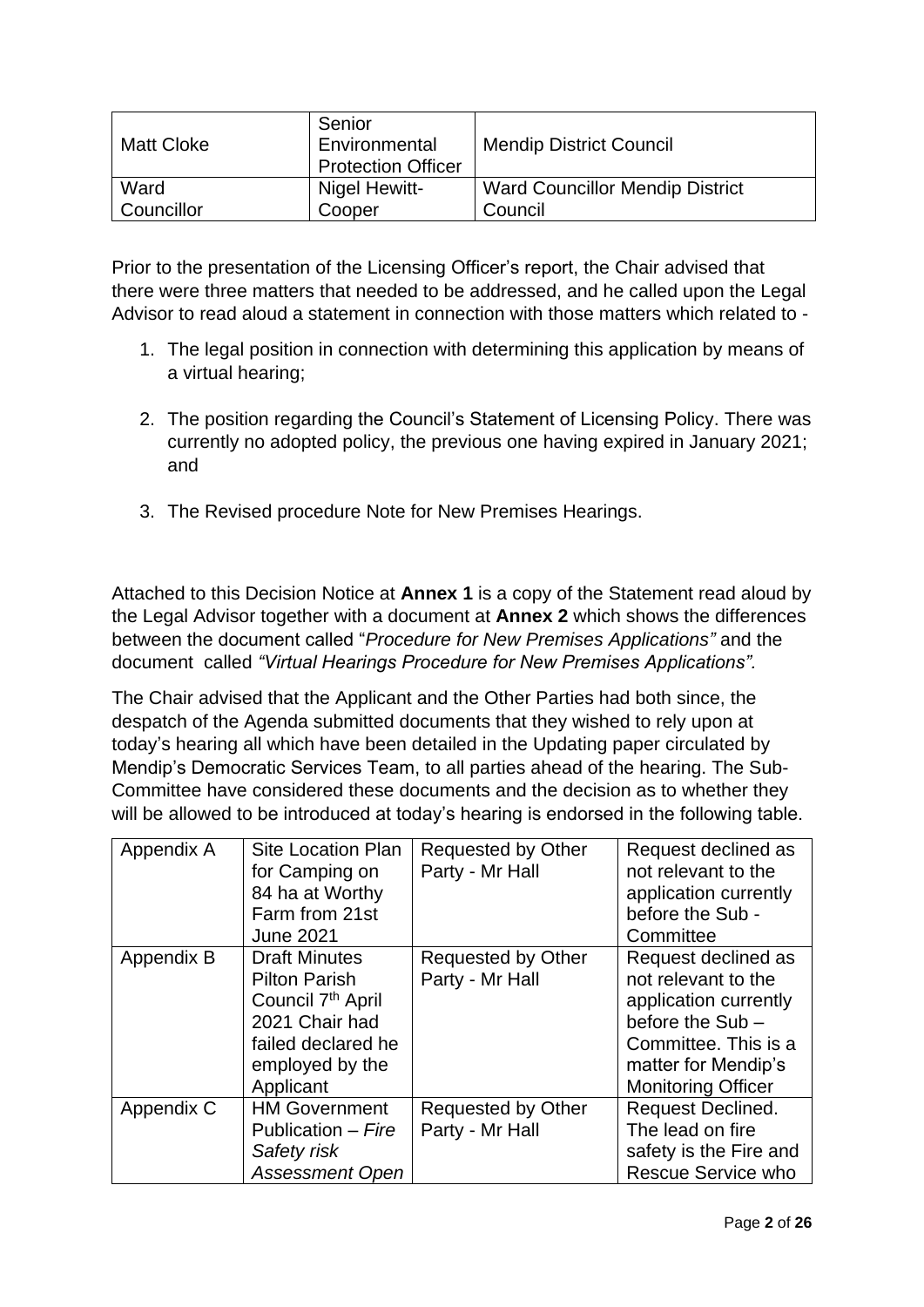| Matt Cloke | Senior Environmental Protection Officer | Mendip District Council |
|---|---|---|
| Ward Councillor | Nigel Hewitt-Cooper | Ward Councillor Mendip District Council |

Prior to the presentation of the Licensing Officer's report, the Chair advised that there were three matters that needed to be addressed, and he called upon the Legal Advisor to read aloud a statement in connection with those matters which related to -

1. The legal position in connection with determining this application by means of a virtual hearing;

2. The position regarding the Council's Statement of Licensing Policy. There was currently no adopted policy, the previous one having expired in January 2021; and

3. The Revised procedure Note for New Premises Hearings.

Attached to this Decision Notice at **Annex 1** is a copy of the Statement read aloud by the Legal Advisor together with a document at **Annex 2** which shows the differences between the document called "*Procedure for New Premises Applications"* and the document called *"Virtual Hearings Procedure for New Premises Applications".*

The Chair advised that the Applicant and the Other Parties had both since, the despatch of the Agenda submitted documents that they wished to rely upon at today's hearing all which have been detailed in the Updating paper circulated by Mendip's Democratic Services Team, to all parties ahead of the hearing. The Sub-Committee have considered these documents and the decision as to whether they will be allowed to be introduced at today's hearing is endorsed in the following table.

| Appendix A | Site Location Plan for Camping on 84 ha at Worthy Farm from 21st June 2021 | Requested by Other Party - Mr Hall | Request declined as not relevant to the application currently before the Sub - Committee |
|---|---|---|---|
| Appendix B | Draft Minutes Pilton Parish Council 7th April 2021 Chair had failed declared he employed by the Applicant | Requested by Other Party - Mr Hall | Request declined as not relevant to the application currently before the Sub – Committee. This is a matter for Mendip's Monitoring Officer |
| Appendix C | HM Government Publication – *Fire Safety risk Assessment Open* | Requested by Other Party - Mr Hall | Request Declined. The lead on fire safety is the Fire and Rescue Service who |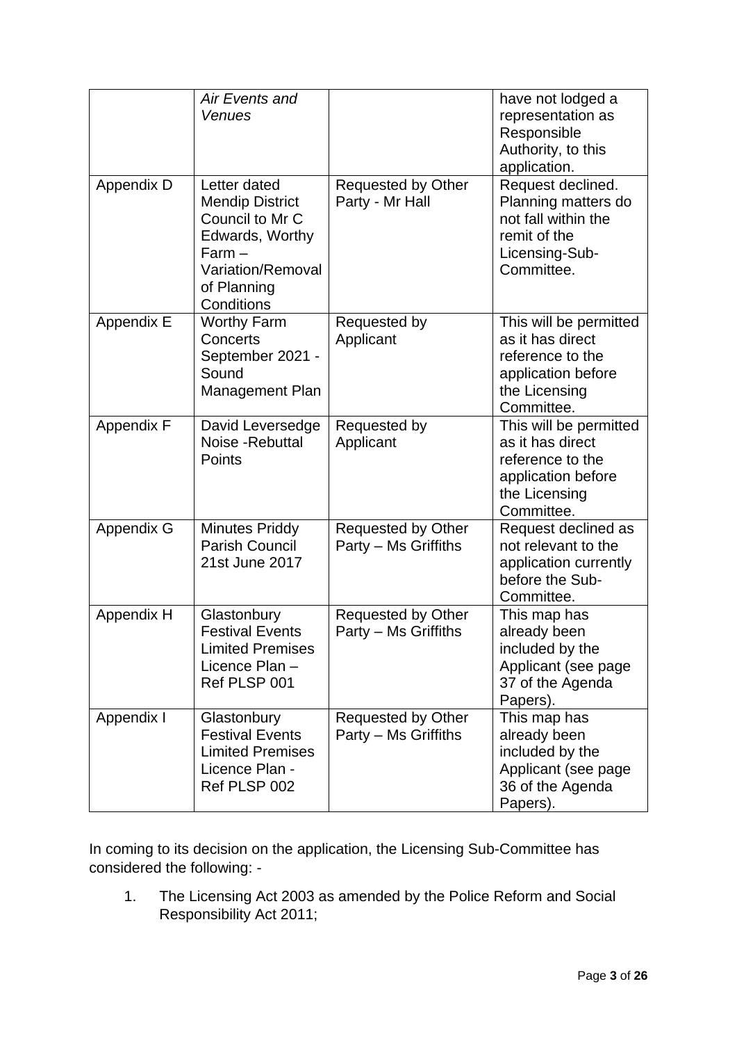| | *Air Events and Venues* | | have not lodged a representation as Responsible Authority, to this application. |
|---|---|---|---|
| Appendix D | Letter dated Mendip District Council to Mr C Edwards, Worthy Farm – Variation/Removal of Planning Conditions | Requested by Other Party - Mr Hall | Request declined. Planning matters do not fall within the remit of the Licensing-Sub-Committee. |
| Appendix E | Worthy Farm Concerts September 2021 - Sound Management Plan | Requested by Applicant | This will be permitted as it has direct reference to the application before the Licensing Committee. |
| Appendix F | David Leversedge Noise -Rebuttal Points | Requested by Applicant | This will be permitted as it has direct reference to the application before the Licensing Committee. |
| Appendix G | Minutes Priddy Parish Council 21st June 2017 | Requested by Other Party – Ms Griffiths | Request declined as not relevant to the application currently before the Sub-Committee. |
| Appendix H | Glastonbury Festival Events Limited Premises Licence Plan – Ref PLSP 001 | Requested by Other Party – Ms Griffiths | This map has already been included by the Applicant (see page 37 of the Agenda Papers). |
| Appendix I | Glastonbury Festival Events Limited Premises Licence Plan - Ref PLSP 002 | Requested by Other Party – Ms Griffiths | This map has already been included by the Applicant (see page 36 of the Agenda Papers). |

In coming to its decision on the application, the Licensing Sub-Committee has considered the following: -

1. The Licensing Act 2003 as amended by the Police Reform and Social Responsibility Act 2011;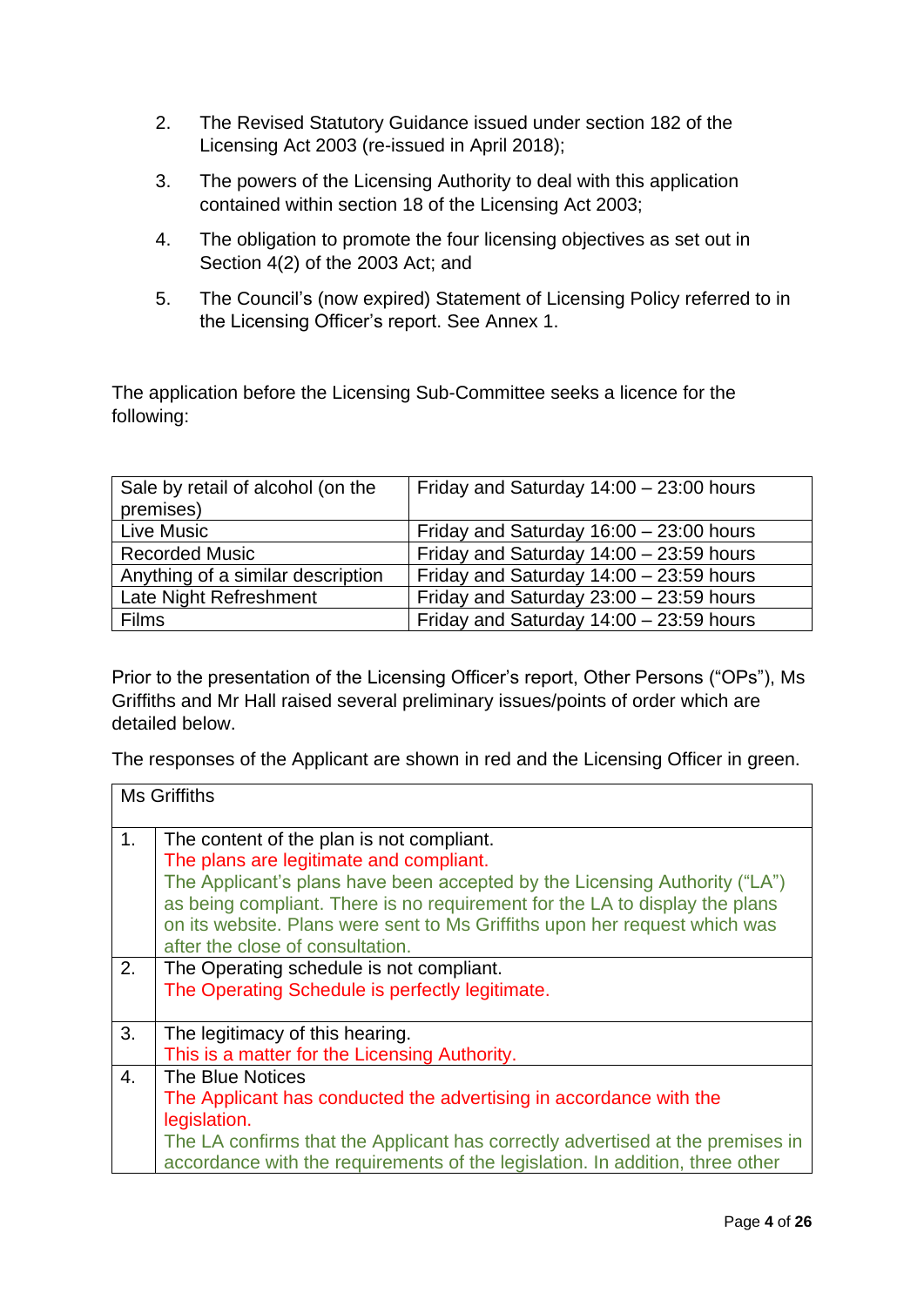2. The Revised Statutory Guidance issued under section 182 of the Licensing Act 2003 (re-issued in April 2018);

3. The powers of the Licensing Authority to deal with this application contained within section 18 of the Licensing Act 2003;

4. The obligation to promote the four licensing objectives as set out in Section 4(2) of the 2003 Act; and

5. The Council's (now expired) Statement of Licensing Policy referred to in the Licensing Officer's report. See Annex 1.

The application before the Licensing Sub-Committee seeks a licence for the following:

| Sale by retail of alcohol (on the premises) | Friday and Saturday 14:00 – 23:00 hours |
|---|---|
| Live Music | Friday and Saturday 16:00 – 23:00 hours |
| Recorded Music | Friday and Saturday 14:00 – 23:59 hours |
| Anything of a similar description | Friday and Saturday 14:00 – 23:59 hours |
| Late Night Refreshment | Friday and Saturday 23:00 – 23:59 hours |
| Films | Friday and Saturday 14:00 – 23:59 hours |

Prior to the presentation of the Licensing Officer's report, Other Persons ("OPs"), Ms Griffiths and Mr Hall raised several preliminary issues/points of order which are detailed below.

The responses of the Applicant are shown in red and the Licensing Officer in green.

| Ms Griffiths | |
|---|---|
| 1. | The content of the plan is not compliant.<br>The plans are legitimate and compliant.<br>The Applicant's plans have been accepted by the Licensing Authority ("LA") as being compliant. There is no requirement for the LA to display the plans on its website. Plans were sent to Ms Griffiths upon her request which was after the close of consultation. |
| 2. | The Operating schedule is not compliant.<br>The Operating Schedule is perfectly legitimate. |
| 3. | The legitimacy of this hearing.<br>This is a matter for the Licensing Authority. |
| 4. | The Blue Notices<br>The Applicant has conducted the advertising in accordance with the legislation.<br>The LA confirms that the Applicant has correctly advertised at the premises in accordance with the requirements of the legislation. In addition, three other |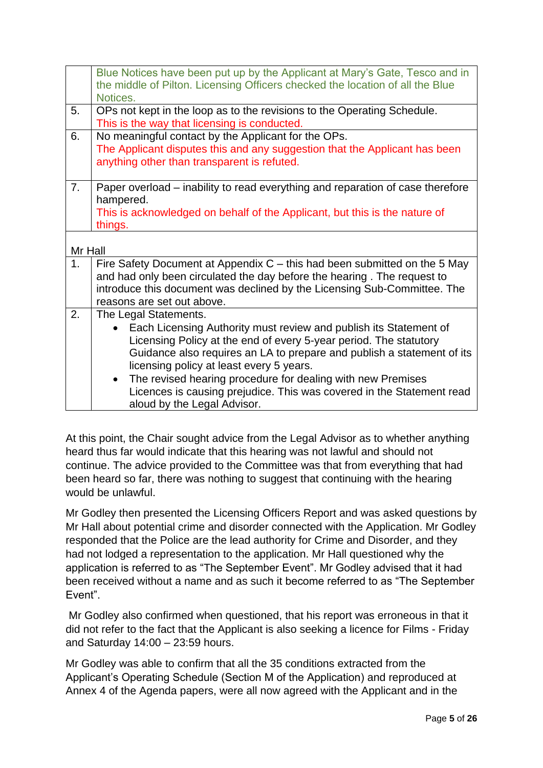| | |
|---|---|
| | Blue Notices have been put up by the Applicant at Mary's Gate, Tesco and in the middle of Pilton. Licensing Officers checked the location of all the Blue Notices. |
| 5. | OPs not kept in the loop as to the revisions to the Operating Schedule. This is the way that licensing is conducted. |
| 6. | No meaningful contact by the Applicant for the OPs. The Applicant disputes this and any suggestion that the Applicant has been anything other than transparent is refuted. |
| 7. | Paper overload – inability to read everything and reparation of case therefore hampered. This is acknowledged on behalf of the Applicant, but this is the nature of things. |
| Mr Hall | |
| 1. | Fire Safety Document at Appendix C – this had been submitted on the 5 May and had only been circulated the day before the hearing . The request to introduce this document was declined by the Licensing Sub-Committee. The reasons are set out above. |
| 2. | The Legal Statements. <br>• Each Licensing Authority must review and publish its Statement of Licensing Policy at the end of every 5-year period. The statutory Guidance also requires an LA to prepare and publish a statement of its licensing policy at least every 5 years. <br>• The revised hearing procedure for dealing with new Premises Licences is causing prejudice. This was covered in the Statement read aloud by the Legal Advisor. |

At this point, the Chair sought advice from the Legal Advisor as to whether anything heard thus far would indicate that this hearing was not lawful and should not continue. The advice provided to the Committee was that from everything that had been heard so far, there was nothing to suggest that continuing with the hearing would be unlawful.

Mr Godley then presented the Licensing Officers Report and was asked questions by Mr Hall about potential crime and disorder connected with the Application. Mr Godley responded that the Police are the lead authority for Crime and Disorder, and they had not lodged a representation to the application. Mr Hall questioned why the application is referred to as "The September Event". Mr Godley advised that it had been received without a name and as such it become referred to as "The September Event".

Mr Godley also confirmed when questioned, that his report was erroneous in that it did not refer to the fact that the Applicant is also seeking a licence for Films - Friday and Saturday 14:00 – 23:59 hours.

Mr Godley was able to confirm that all the 35 conditions extracted from the Applicant's Operating Schedule (Section M of the Application) and reproduced at Annex 4 of the Agenda papers, were all now agreed with the Applicant and in the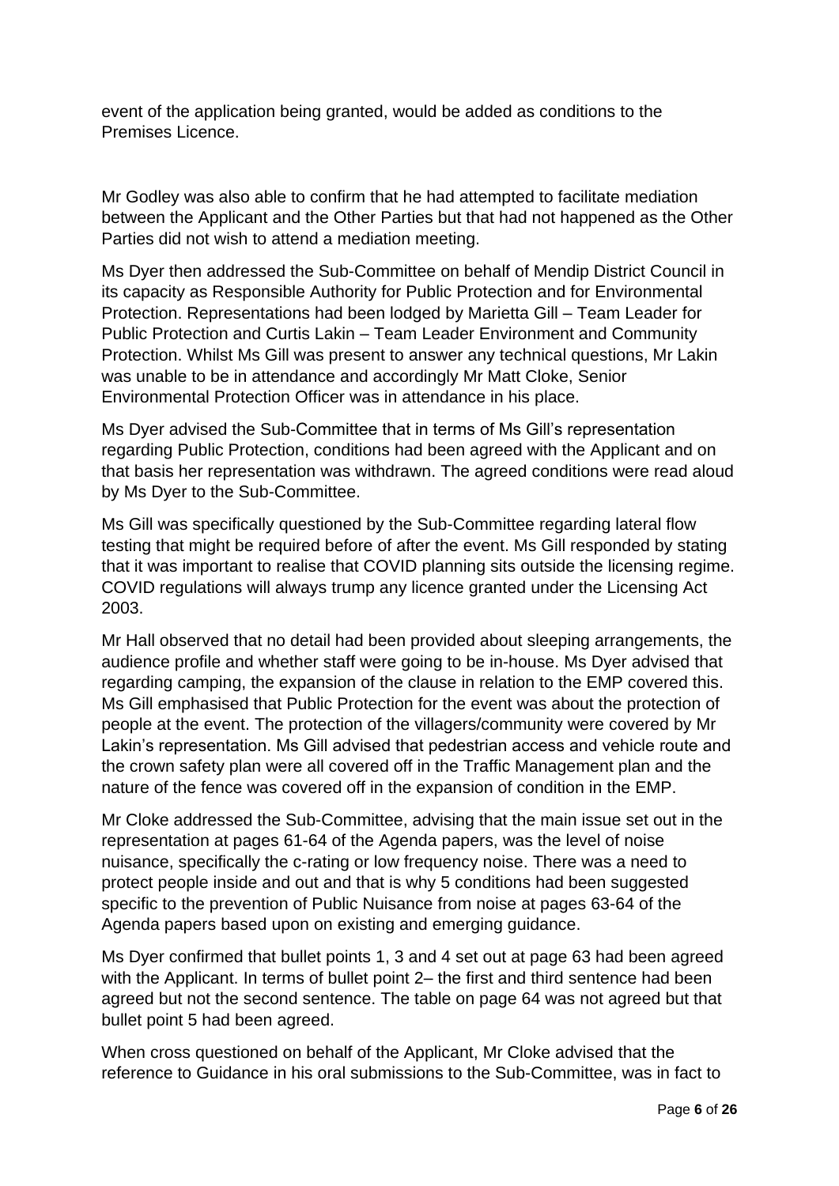event of the application being granted, would be added as conditions to the Premises Licence.

Mr Godley was also able to confirm that he had attempted to facilitate mediation between the Applicant and the Other Parties but that had not happened as the Other Parties did not wish to attend a mediation meeting.

Ms Dyer then addressed the Sub-Committee on behalf of Mendip District Council in its capacity as Responsible Authority for Public Protection and for Environmental Protection. Representations had been lodged by Marietta Gill – Team Leader for Public Protection and Curtis Lakin – Team Leader Environment and Community Protection. Whilst Ms Gill was present to answer any technical questions, Mr Lakin was unable to be in attendance and accordingly Mr Matt Cloke, Senior Environmental Protection Officer was in attendance in his place.

Ms Dyer advised the Sub-Committee that in terms of Ms Gill's representation regarding Public Protection, conditions had been agreed with the Applicant and on that basis her representation was withdrawn. The agreed conditions were read aloud by Ms Dyer to the Sub-Committee.

Ms Gill was specifically questioned by the Sub-Committee regarding lateral flow testing that might be required before of after the event. Ms Gill responded by stating that it was important to realise that COVID planning sits outside the licensing regime. COVID regulations will always trump any licence granted under the Licensing Act 2003.

Mr Hall observed that no detail had been provided about sleeping arrangements, the audience profile and whether staff were going to be in-house. Ms Dyer advised that regarding camping, the expansion of the clause in relation to the EMP covered this. Ms Gill emphasised that Public Protection for the event was about the protection of people at the event. The protection of the villagers/community were covered by Mr Lakin's representation. Ms Gill advised that pedestrian access and vehicle route and the crown safety plan were all covered off in the Traffic Management plan and the nature of the fence was covered off in the expansion of condition in the EMP.

Mr Cloke addressed the Sub-Committee, advising that the main issue set out in the representation at pages 61-64 of the Agenda papers, was the level of noise nuisance, specifically the c-rating or low frequency noise. There was a need to protect people inside and out and that is why 5 conditions had been suggested specific to the prevention of Public Nuisance from noise at pages 63-64 of the Agenda papers based upon on existing and emerging guidance.

Ms Dyer confirmed that bullet points 1, 3 and 4 set out at page 63 had been agreed with the Applicant. In terms of bullet point 2– the first and third sentence had been agreed but not the second sentence. The table on page 64 was not agreed but that bullet point 5 had been agreed.

When cross questioned on behalf of the Applicant, Mr Cloke advised that the reference to Guidance in his oral submissions to the Sub-Committee, was in fact to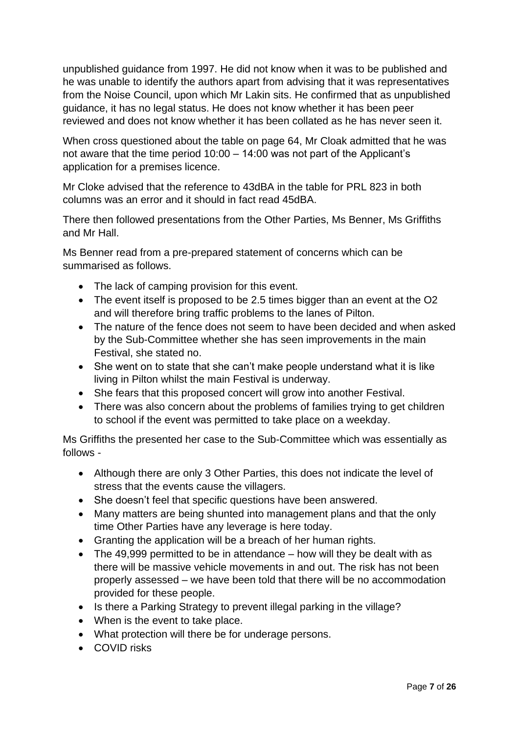unpublished guidance from 1997. He did not know when it was to be published and he was unable to identify the authors apart from advising that it was representatives from the Noise Council, upon which Mr Lakin sits. He confirmed that as unpublished guidance, it has no legal status. He does not know whether it has been peer reviewed and does not know whether it has been collated as he has never seen it.

When cross questioned about the table on page 64, Mr Cloak admitted that he was not aware that the time period 10:00 – 14:00 was not part of the Applicant's application for a premises licence.

Mr Cloke advised that the reference to 43dBA in the table for PRL 823 in both columns was an error and it should in fact read 45dBA.

There then followed presentations from the Other Parties, Ms Benner, Ms Griffiths and Mr Hall.

Ms Benner read from a pre-prepared statement of concerns which can be summarised as follows.

- The lack of camping provision for this event.
- The event itself is proposed to be 2.5 times bigger than an event at the O2 and will therefore bring traffic problems to the lanes of Pilton.
- The nature of the fence does not seem to have been decided and when asked by the Sub-Committee whether she has seen improvements in the main Festival, she stated no.
- She went on to state that she can't make people understand what it is like living in Pilton whilst the main Festival is underway.
- She fears that this proposed concert will grow into another Festival.
- There was also concern about the problems of families trying to get children to school if the event was permitted to take place on a weekday.

Ms Griffiths the presented her case to the Sub-Committee which was essentially as follows -

- Although there are only 3 Other Parties, this does not indicate the level of stress that the events cause the villagers.
- She doesn't feel that specific questions have been answered.
- Many matters are being shunted into management plans and that the only time Other Parties have any leverage is here today.
- Granting the application will be a breach of her human rights.
- The 49,999 permitted to be in attendance – how will they be dealt with as there will be massive vehicle movements in and out. The risk has not been properly assessed – we have been told that there will be no accommodation provided for these people.
- Is there a Parking Strategy to prevent illegal parking in the village?
- When is the event to take place.
- What protection will there be for underage persons.
- COVID risks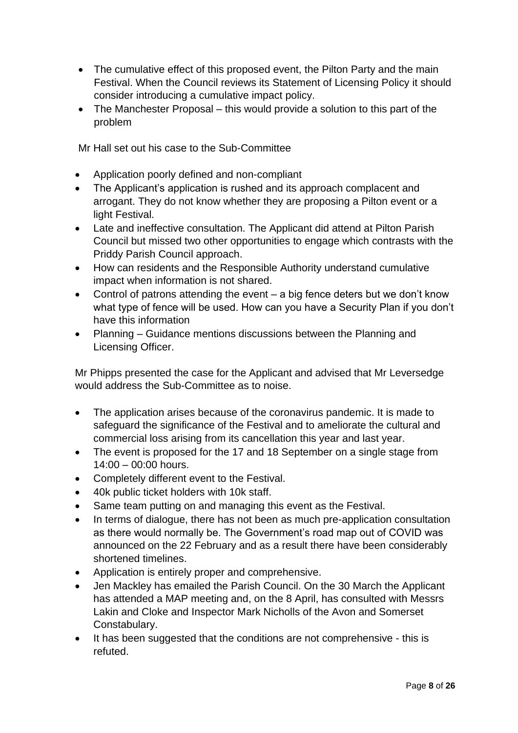- The cumulative effect of this proposed event, the Pilton Party and the main Festival. When the Council reviews its Statement of Licensing Policy it should consider introducing a cumulative impact policy.
- The Manchester Proposal – this would provide a solution to this part of the problem

Mr Hall set out his case to the Sub-Committee

- Application poorly defined and non-compliant
- The Applicant's application is rushed and its approach complacent and arrogant. They do not know whether they are proposing a Pilton event or a light Festival.
- Late and ineffective consultation. The Applicant did attend at Pilton Parish Council but missed two other opportunities to engage which contrasts with the Priddy Parish Council approach.
- How can residents and the Responsible Authority understand cumulative impact when information is not shared.
- Control of patrons attending the event – a big fence deters but we don't know what type of fence will be used. How can you have a Security Plan if you don't have this information
- Planning – Guidance mentions discussions between the Planning and Licensing Officer.

Mr Phipps presented the case for the Applicant and advised that Mr Leversedge would address the Sub-Committee as to noise.

- The application arises because of the coronavirus pandemic. It is made to safeguard the significance of the Festival and to ameliorate the cultural and commercial loss arising from its cancellation this year and last year.
- The event is proposed for the 17 and 18 September on a single stage from 14:00 – 00:00 hours.
- Completely different event to the Festival.
- 40k public ticket holders with 10k staff.
- Same team putting on and managing this event as the Festival.
- In terms of dialogue, there has not been as much pre-application consultation as there would normally be. The Government's road map out of COVID was announced on the 22 February and as a result there have been considerably shortened timelines.
- Application is entirely proper and comprehensive.
- Jen Mackley has emailed the Parish Council. On the 30 March the Applicant has attended a MAP meeting and, on the 8 April, has consulted with Messrs Lakin and Cloke and Inspector Mark Nicholls of the Avon and Somerset Constabulary.
- It has been suggested that the conditions are not comprehensive - this is refuted.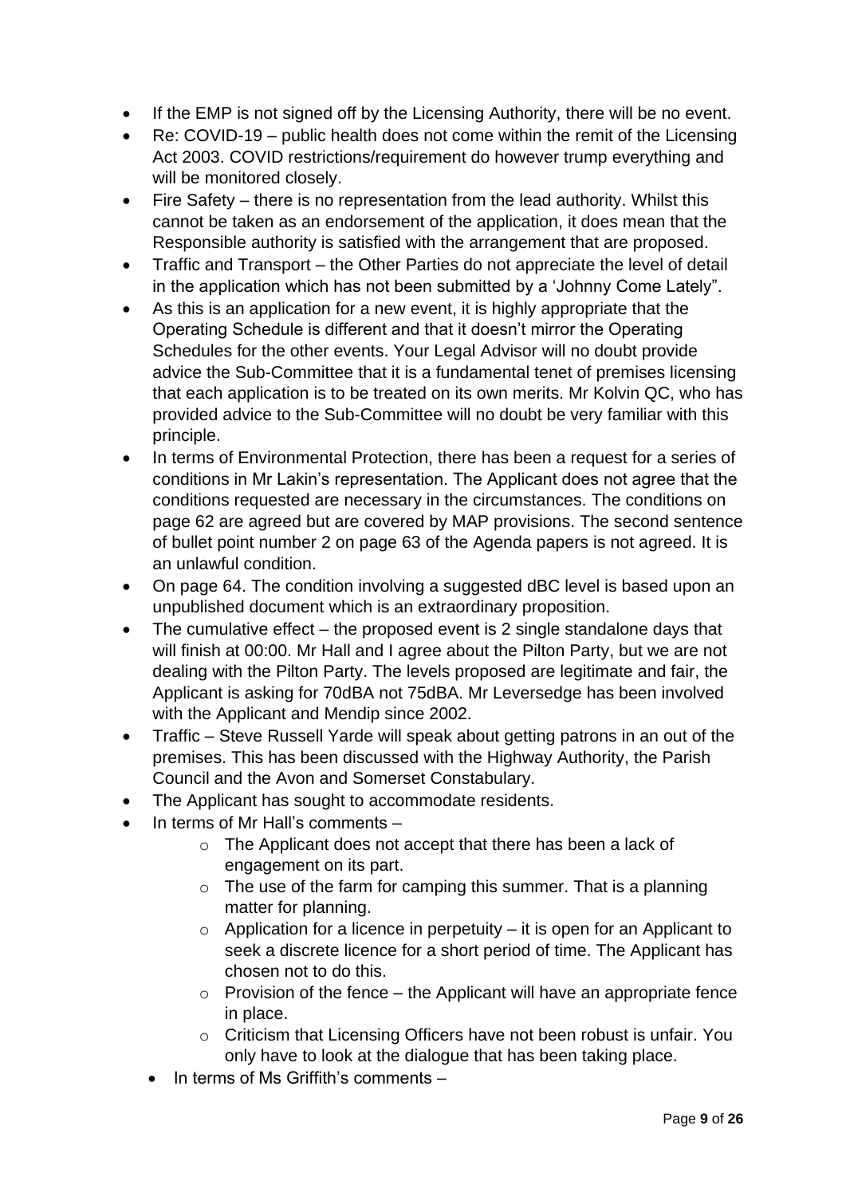- If the EMP is not signed off by the Licensing Authority, there will be no event.
- Re: COVID-19 – public health does not come within the remit of the Licensing Act 2003. COVID restrictions/requirement do however trump everything and will be monitored closely.
- Fire Safety – there is no representation from the lead authority. Whilst this cannot be taken as an endorsement of the application, it does mean that the Responsible authority is satisfied with the arrangement that are proposed.
- Traffic and Transport – the Other Parties do not appreciate the level of detail in the application which has not been submitted by a 'Johnny Come Lately".
- As this is an application for a new event, it is highly appropriate that the Operating Schedule is different and that it doesn't mirror the Operating Schedules for the other events. Your Legal Advisor will no doubt provide advice the Sub-Committee that it is a fundamental tenet of premises licensing that each application is to be treated on its own merits. Mr Kolvin QC, who has provided advice to the Sub-Committee will no doubt be very familiar with this principle.
- In terms of Environmental Protection, there has been a request for a series of conditions in Mr Lakin's representation. The Applicant does not agree that the conditions requested are necessary in the circumstances. The conditions on page 62 are agreed but are covered by MAP provisions. The second sentence of bullet point number 2 on page 63 of the Agenda papers is not agreed. It is an unlawful condition.
- On page 64. The condition involving a suggested dBC level is based upon an unpublished document which is an extraordinary proposition.
- The cumulative effect – the proposed event is 2 single standalone days that will finish at 00:00. Mr Hall and I agree about the Pilton Party, but we are not dealing with the Pilton Party. The levels proposed are legitimate and fair, the Applicant is asking for 70dBA not 75dBA. Mr Leversedge has been involved with the Applicant and Mendip since 2002.
- Traffic – Steve Russell Yarde will speak about getting patrons in an out of the premises. This has been discussed with the Highway Authority, the Parish Council and the Avon and Somerset Constabulary.
- The Applicant has sought to accommodate residents.
- In terms of Mr Hall's comments –
    - The Applicant does not accept that there has been a lack of engagement on its part.
    - The use of the farm for camping this summer. That is a planning matter for planning.
    - Application for a licence in perpetuity – it is open for an Applicant to seek a discrete licence for a short period of time. The Applicant has chosen not to do this.
    - Provision of the fence – the Applicant will have an appropriate fence in place.
    - Criticism that Licensing Officers have not been robust is unfair. You only have to look at the dialogue that has been taking place.
- In terms of Ms Griffith's comments –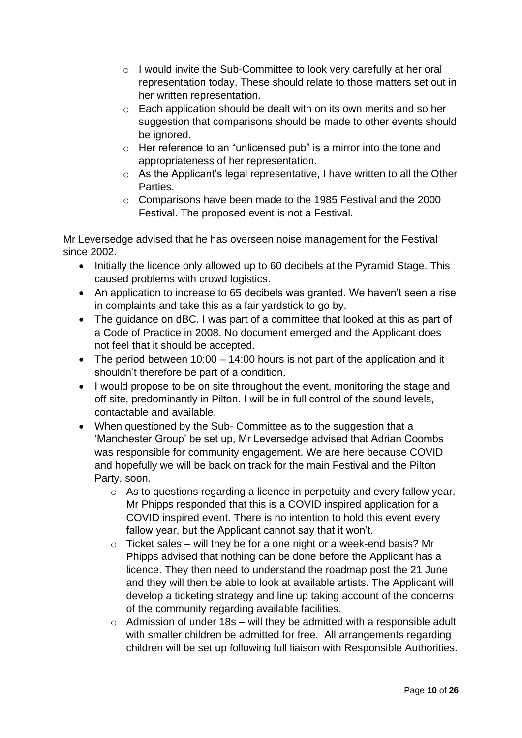- I would invite the Sub-Committee to look very carefully at her oral representation today. These should relate to those matters set out in her written representation.
  - Each application should be dealt with on its own merits and so her suggestion that comparisons should be made to other events should be ignored.
  - Her reference to an "unlicensed pub" is a mirror into the tone and appropriateness of her representation.
  - As the Applicant's legal representative, I have written to all the Other Parties.
  - Comparisons have been made to the 1985 Festival and the 2000 Festival. The proposed event is not a Festival.

Mr Leversedge advised that he has overseen noise management for the Festival since 2002.

- Initially the licence only allowed up to 60 decibels at the Pyramid Stage. This caused problems with crowd logistics.
- An application to increase to 65 decibels was granted. We haven't seen a rise in complaints and take this as a fair yardstick to go by.
- The guidance on dBC. I was part of a committee that looked at this as part of a Code of Practice in 2008. No document emerged and the Applicant does not feel that it should be accepted.
- The period between 10:00 – 14:00 hours is not part of the application and it shouldn't therefore be part of a condition.
- I would propose to be on site throughout the event, monitoring the stage and off site, predominantly in Pilton. I will be in full control of the sound levels, contactable and available.
- When questioned by the Sub- Committee as to the suggestion that a 'Manchester Group' be set up, Mr Leversedge advised that Adrian Coombs was responsible for community engagement. We are here because COVID and hopefully we will be back on track for the main Festival and the Pilton Party, soon.
  - As to questions regarding a licence in perpetuity and every fallow year, Mr Phipps responded that this is a COVID inspired application for a COVID inspired event. There is no intention to hold this event every fallow year, but the Applicant cannot say that it won't.
  - Ticket sales – will they be for a one night or a week-end basis? Mr Phipps advised that nothing can be done before the Applicant has a licence. They then need to understand the roadmap post the 21 June and they will then be able to look at available artists. The Applicant will develop a ticketing strategy and line up taking account of the concerns of the community regarding available facilities.
  - Admission of under 18s – will they be admitted with a responsible adult with smaller children be admitted for free. All arrangements regarding children will be set up following full liaison with Responsible Authorities.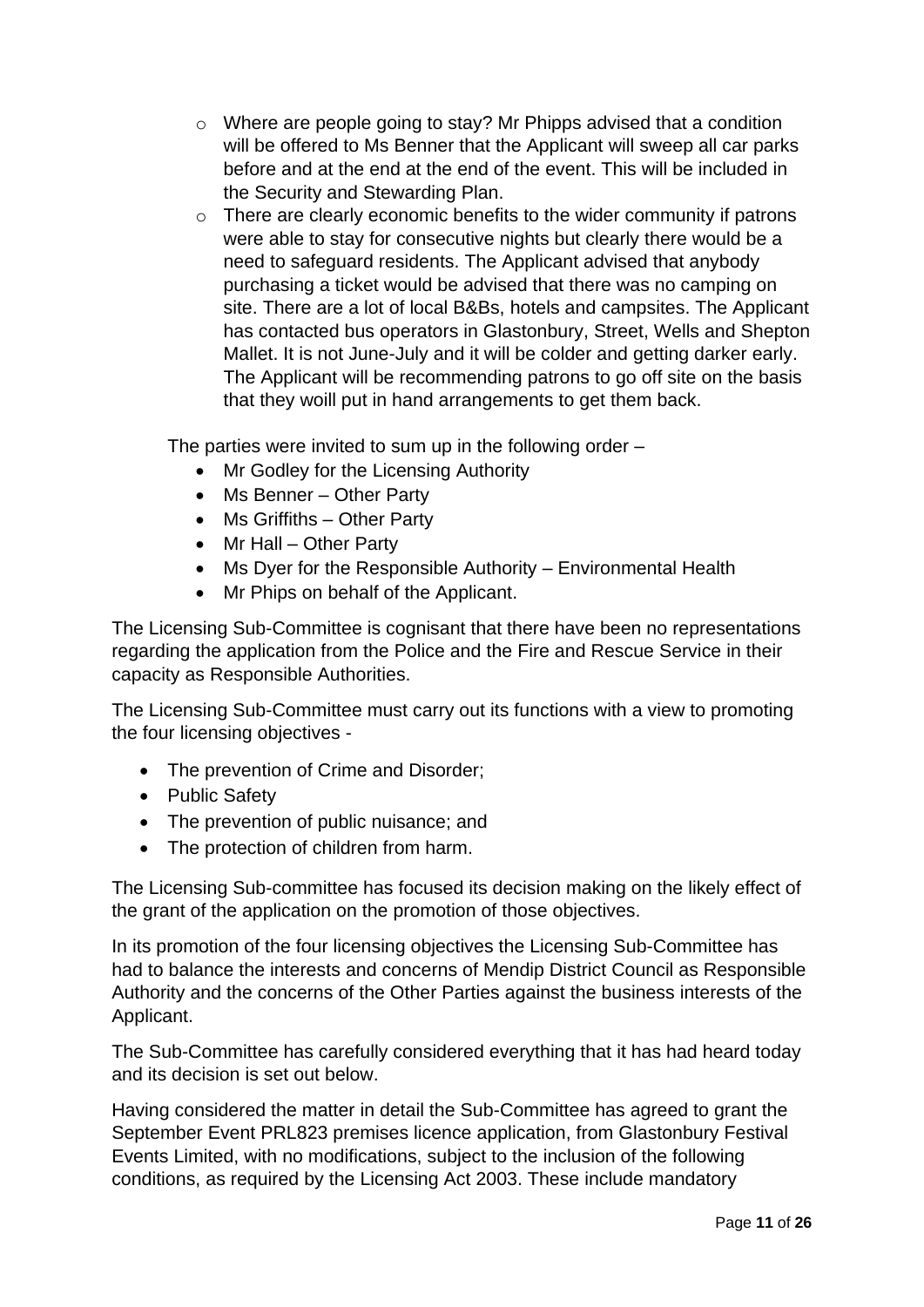- Where are people going to stay? Mr Phipps advised that a condition will be offered to Ms Benner that the Applicant will sweep all car parks before and at the end at the end of the event. This will be included in the Security and Stewarding Plan.
- There are clearly economic benefits to the wider community if patrons were able to stay for consecutive nights but clearly there would be a need to safeguard residents. The Applicant advised that anybody purchasing a ticket would be advised that there was no camping on site. There are a lot of local B&Bs, hotels and campsites. The Applicant has contacted bus operators in Glastonbury, Street, Wells and Shepton Mallet. It is not June-July and it will be colder and getting darker early. The Applicant will be recommending patrons to go off site on the basis that they woill put in hand arrangements to get them back.

The parties were invited to sum up in the following order –

- Mr Godley for the Licensing Authority
- Ms Benner – Other Party
- Ms Griffiths – Other Party
- Mr Hall – Other Party
- Ms Dyer for the Responsible Authority – Environmental Health
- Mr Phips on behalf of the Applicant.

The Licensing Sub-Committee is cognisant that there have been no representations regarding the application from the Police and the Fire and Rescue Service in their capacity as Responsible Authorities.

The Licensing Sub-Committee must carry out its functions with a view to promoting the four licensing objectives -

- The prevention of Crime and Disorder;
- Public Safety
- The prevention of public nuisance; and
- The protection of children from harm.

The Licensing Sub-committee has focused its decision making on the likely effect of the grant of the application on the promotion of those objectives.

In its promotion of the four licensing objectives the Licensing Sub-Committee has had to balance the interests and concerns of Mendip District Council as Responsible Authority and the concerns of the Other Parties against the business interests of the Applicant.

The Sub-Committee has carefully considered everything that it has had heard today and its decision is set out below.

Having considered the matter in detail the Sub-Committee has agreed to grant the September Event PRL823 premises licence application, from Glastonbury Festival Events Limited, with no modifications, subject to the inclusion of the following conditions, as required by the Licensing Act 2003. These include mandatory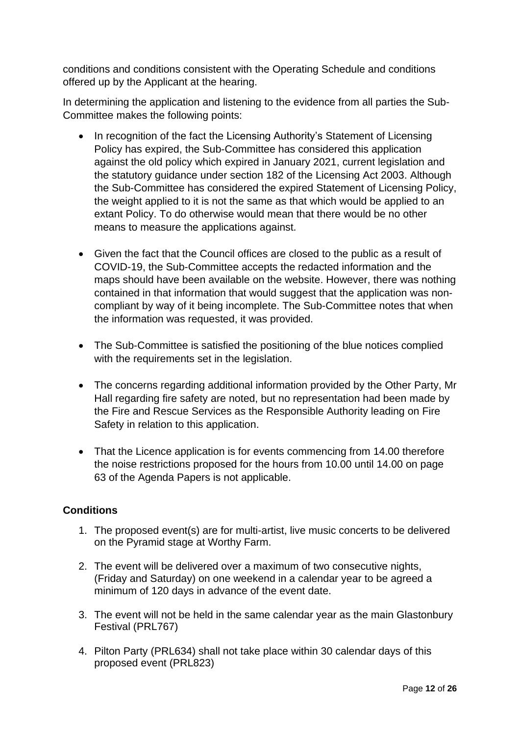conditions and conditions consistent with the Operating Schedule and conditions offered up by the Applicant at the hearing.

In determining the application and listening to the evidence from all parties the Sub-Committee makes the following points:

- In recognition of the fact the Licensing Authority's Statement of Licensing Policy has expired, the Sub-Committee has considered this application against the old policy which expired in January 2021, current legislation and the statutory guidance under section 182 of the Licensing Act 2003. Although the Sub-Committee has considered the expired Statement of Licensing Policy, the weight applied to it is not the same as that which would be applied to an extant Policy. To do otherwise would mean that there would be no other means to measure the applications against.

- Given the fact that the Council offices are closed to the public as a result of COVID-19, the Sub-Committee accepts the redacted information and the maps should have been available on the website. However, there was nothing contained in that information that would suggest that the application was non-compliant by way of it being incomplete. The Sub-Committee notes that when the information was requested, it was provided.

- The Sub-Committee is satisfied the positioning of the blue notices complied with the requirements set in the legislation.

- The concerns regarding additional information provided by the Other Party, Mr Hall regarding fire safety are noted, but no representation had been made by the Fire and Rescue Services as the Responsible Authority leading on Fire Safety in relation to this application.

- That the Licence application is for events commencing from 14.00 therefore the noise restrictions proposed for the hours from 10.00 until 14.00 on page 63 of the Agenda Papers is not applicable.

**Conditions**

1. The proposed event(s) are for multi-artist, live music concerts to be delivered on the Pyramid stage at Worthy Farm.

2. The event will be delivered over a maximum of two consecutive nights, (Friday and Saturday) on one weekend in a calendar year to be agreed a minimum of 120 days in advance of the event date.

3. The event will not be held in the same calendar year as the main Glastonbury Festival (PRL767)

4. Pilton Party (PRL634) shall not take place within 30 calendar days of this proposed event (PRL823)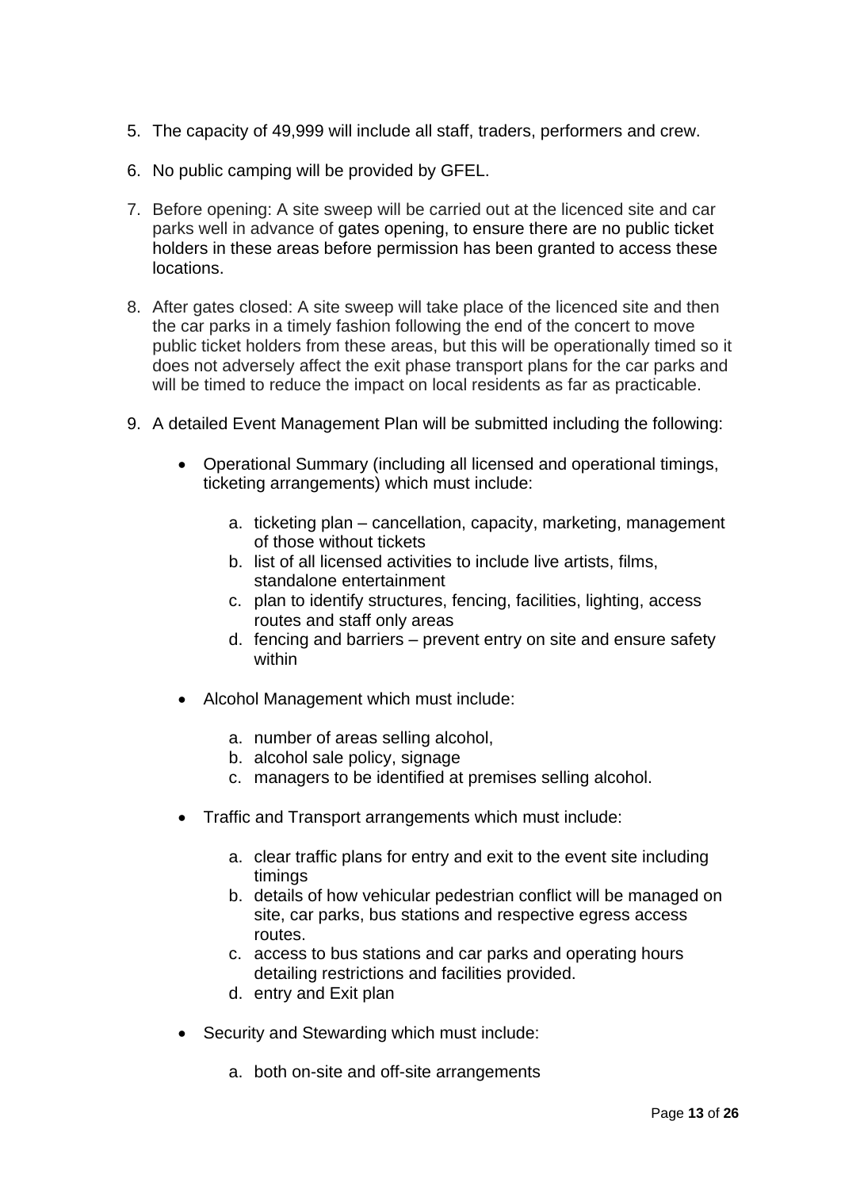5. The capacity of 49,999 will include all staff, traders, performers and crew.

6. No public camping will be provided by GFEL.

7. Before opening: A site sweep will be carried out at the licenced site and car parks well in advance of gates opening, to ensure there are no public ticket holders in these areas before permission has been granted to access these locations.

8. After gates closed: A site sweep will take place of the licenced site and then the car parks in a timely fashion following the end of the concert to move public ticket holders from these areas, but this will be operationally timed so it does not adversely affect the exit phase transport plans for the car parks and will be timed to reduce the impact on local residents as far as practicable.

9. A detailed Event Management Plan will be submitted including the following:

    - Operational Summary (including all licensed and operational timings, ticketing arrangements) which must include:

        a. ticketing plan – cancellation, capacity, marketing, management of those without tickets
        b. list of all licensed activities to include live artists, films, standalone entertainment
        c. plan to identify structures, fencing, facilities, lighting, access routes and staff only areas
        d. fencing and barriers – prevent entry on site and ensure safety within

    - Alcohol Management which must include:

        a. number of areas selling alcohol,
        b. alcohol sale policy, signage
        c. managers to be identified at premises selling alcohol.

    - Traffic and Transport arrangements which must include:

        a. clear traffic plans for entry and exit to the event site including timings
        b. details of how vehicular pedestrian conflict will be managed on site, car parks, bus stations and respective egress access routes.
        c. access to bus stations and car parks and operating hours detailing restrictions and facilities provided.
        d. entry and Exit plan

    - Security and Stewarding which must include:

        a. both on-site and off-site arrangements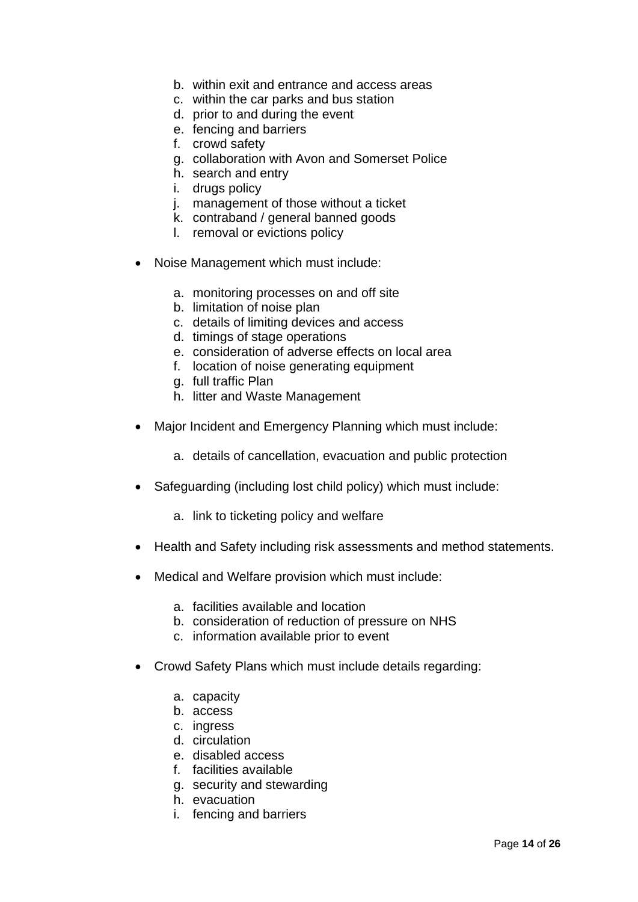b. within exit and entrance and access areas
   c. within the car parks and bus station
   d. prior to and during the event
   e. fencing and barriers
   f. crowd safety
   g. collaboration with Avon and Somerset Police
   h. search and entry
   i. drugs policy
   j. management of those without a ticket
   k. contraband / general banned goods
   l. removal or evictions policy

- Noise Management which must include:

   a. monitoring processes on and off site
   b. limitation of noise plan
   c. details of limiting devices and access
   d. timings of stage operations
   e. consideration of adverse effects on local area
   f. location of noise generating equipment
   g. full traffic Plan
   h. litter and Waste Management

- Major Incident and Emergency Planning which must include:

   a. details of cancellation, evacuation and public protection

- Safeguarding (including lost child policy) which must include:

   a. link to ticketing policy and welfare

- Health and Safety including risk assessments and method statements.

- Medical and Welfare provision which must include:

   a. facilities available and location
   b. consideration of reduction of pressure on NHS
   c. information available prior to event

- Crowd Safety Plans which must include details regarding:

   a. capacity
   b. access
   c. ingress
   d. circulation
   e. disabled access
   f. facilities available
   g. security and stewarding
   h. evacuation
   i. fencing and barriers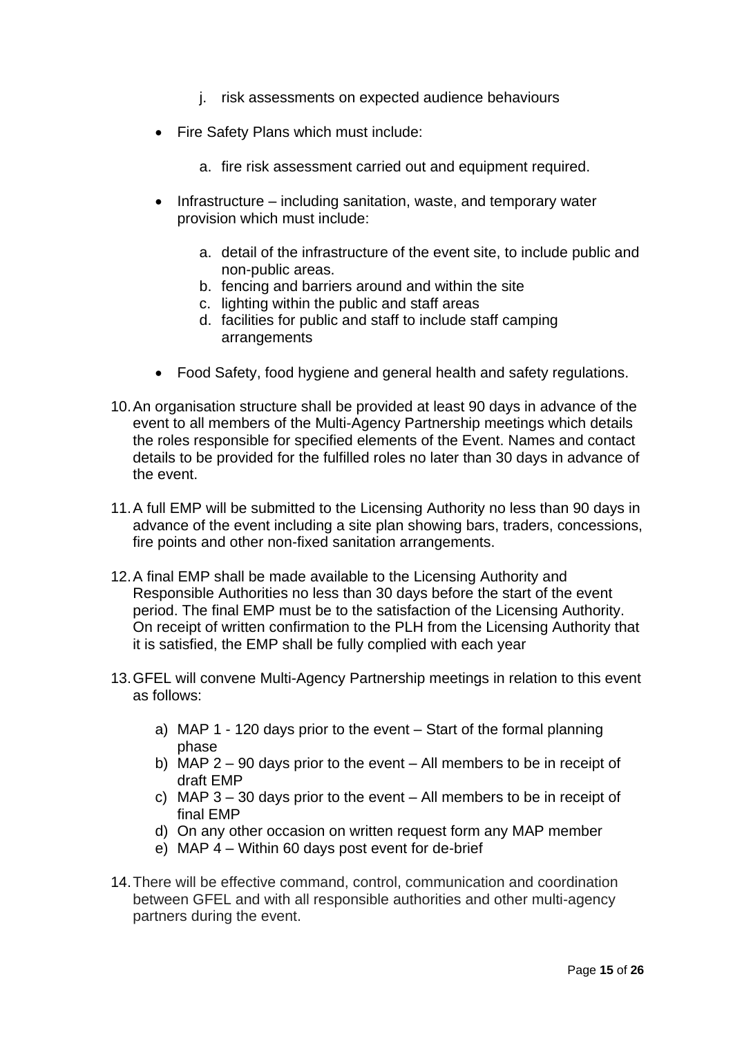j. risk assessments on expected audience behaviours

- Fire Safety Plans which must include:

    a. fire risk assessment carried out and equipment required.

- Infrastructure – including sanitation, waste, and temporary water provision which must include:

    a. detail of the infrastructure of the event site, to include public and non-public areas.
    b. fencing and barriers around and within the site
    c. lighting within the public and staff areas
    d. facilities for public and staff to include staff camping arrangements

- Food Safety, food hygiene and general health and safety regulations.

10. An organisation structure shall be provided at least 90 days in advance of the event to all members of the Multi-Agency Partnership meetings which details the roles responsible for specified elements of the Event. Names and contact details to be provided for the fulfilled roles no later than 30 days in advance of the event.

11. A full EMP will be submitted to the Licensing Authority no less than 90 days in advance of the event including a site plan showing bars, traders, concessions, fire points and other non-fixed sanitation arrangements.

12. A final EMP shall be made available to the Licensing Authority and Responsible Authorities no less than 30 days before the start of the event period. The final EMP must be to the satisfaction of the Licensing Authority. On receipt of written confirmation to the PLH from the Licensing Authority that it is satisfied, the EMP shall be fully complied with each year

13. GFEL will convene Multi-Agency Partnership meetings in relation to this event as follows:

    a) MAP 1 - 120 days prior to the event – Start of the formal planning phase
    b) MAP 2 – 90 days prior to the event – All members to be in receipt of draft EMP
    c) MAP 3 – 30 days prior to the event – All members to be in receipt of final EMP
    d) On any other occasion on written request form any MAP member
    e) MAP 4 – Within 60 days post event for de-brief

14. There will be effective command, control, communication and coordination between GFEL and with all responsible authorities and other multi-agency partners during the event.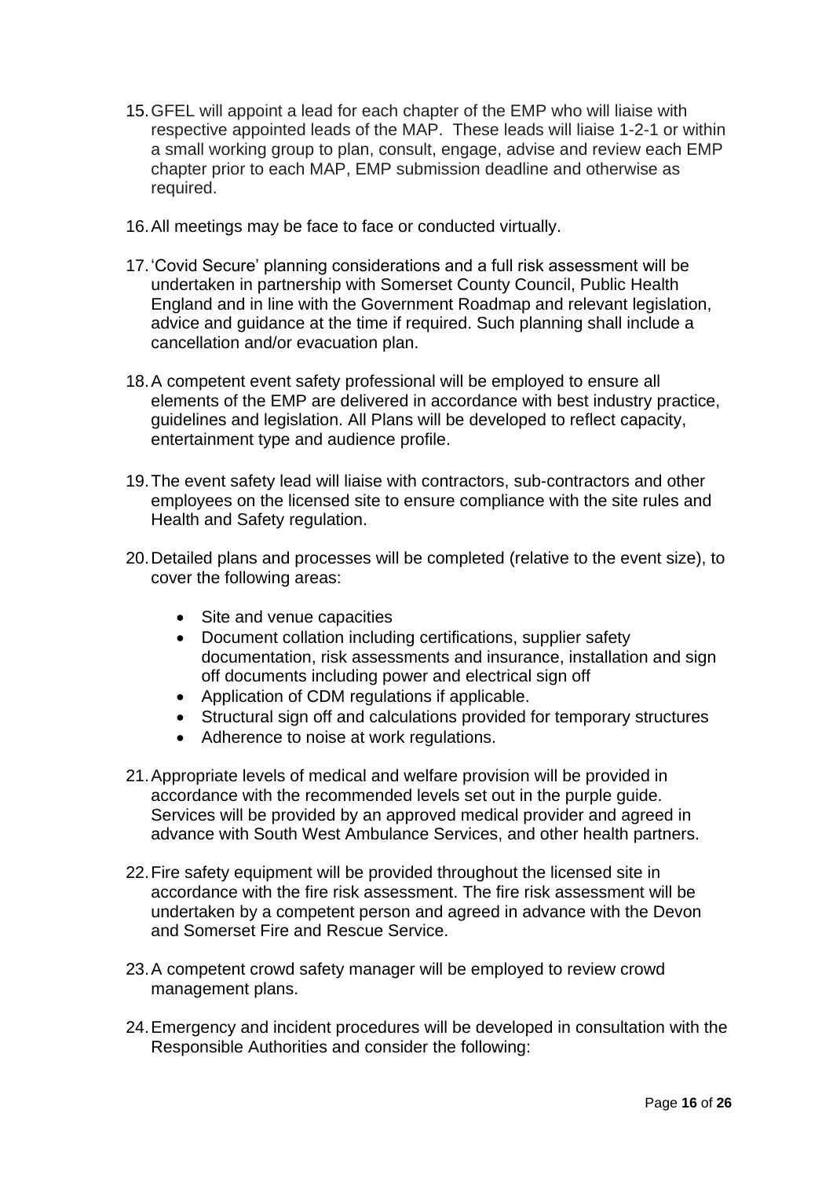15. GFEL will appoint a lead for each chapter of the EMP who will liaise with respective appointed leads of the MAP. These leads will liaise 1-2-1 or within a small working group to plan, consult, engage, advise and review each EMP chapter prior to each MAP, EMP submission deadline and otherwise as required.

16. All meetings may be face to face or conducted virtually.

17. 'Covid Secure' planning considerations and a full risk assessment will be undertaken in partnership with Somerset County Council, Public Health England and in line with the Government Roadmap and relevant legislation, advice and guidance at the time if required. Such planning shall include a cancellation and/or evacuation plan.

18. A competent event safety professional will be employed to ensure all elements of the EMP are delivered in accordance with best industry practice, guidelines and legislation. All Plans will be developed to reflect capacity, entertainment type and audience profile.

19. The event safety lead will liaise with contractors, sub-contractors and other employees on the licensed site to ensure compliance with the site rules and Health and Safety regulation.

20. Detailed plans and processes will be completed (relative to the event size), to cover the following areas:

    - Site and venue capacities
    - Document collation including certifications, supplier safety documentation, risk assessments and insurance, installation and sign off documents including power and electrical sign off
    - Application of CDM regulations if applicable.
    - Structural sign off and calculations provided for temporary structures
    - Adherence to noise at work regulations.

21. Appropriate levels of medical and welfare provision will be provided in accordance with the recommended levels set out in the purple guide. Services will be provided by an approved medical provider and agreed in advance with South West Ambulance Services, and other health partners.

22. Fire safety equipment will be provided throughout the licensed site in accordance with the fire risk assessment. The fire risk assessment will be undertaken by a competent person and agreed in advance with the Devon and Somerset Fire and Rescue Service.

23. A competent crowd safety manager will be employed to review crowd management plans.

24. Emergency and incident procedures will be developed in consultation with the Responsible Authorities and consider the following: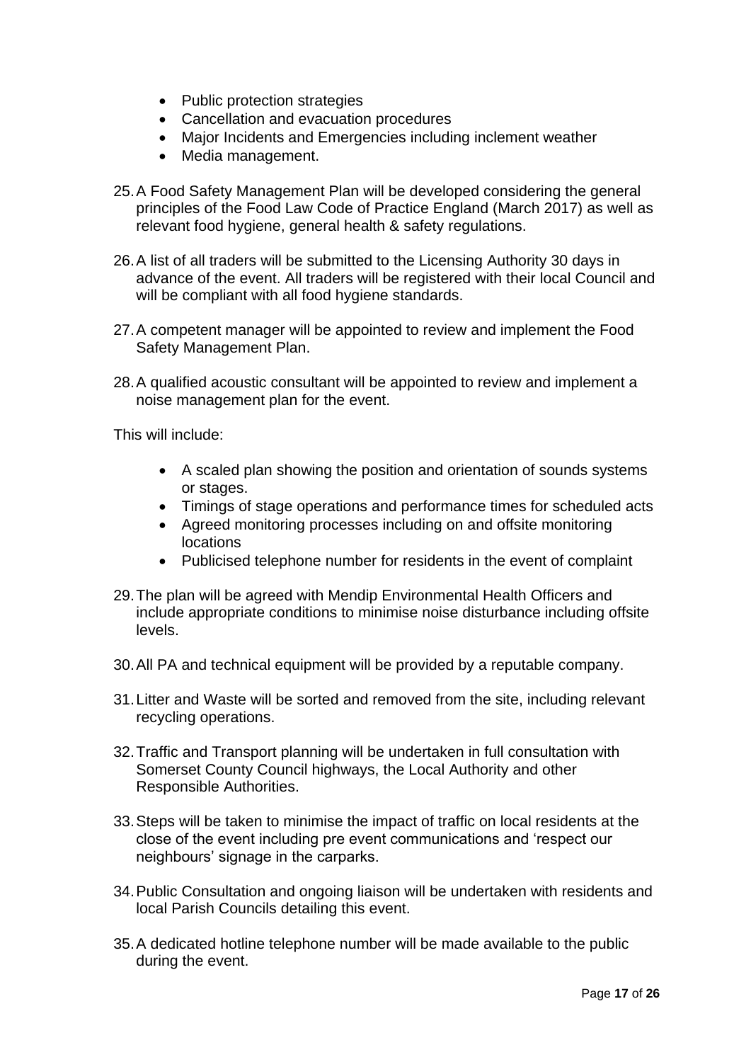- Public protection strategies
- Cancellation and evacuation procedures
- Major Incidents and Emergencies including inclement weather
- Media management.

25. A Food Safety Management Plan will be developed considering the general principles of the Food Law Code of Practice England (March 2017) as well as relevant food hygiene, general health & safety regulations.

26. A list of all traders will be submitted to the Licensing Authority 30 days in advance of the event. All traders will be registered with their local Council and will be compliant with all food hygiene standards.

27. A competent manager will be appointed to review and implement the Food Safety Management Plan.

28. A qualified acoustic consultant will be appointed to review and implement a noise management plan for the event.

This will include:

- A scaled plan showing the position and orientation of sounds systems or stages.
- Timings of stage operations and performance times for scheduled acts
- Agreed monitoring processes including on and offsite monitoring locations
- Publicised telephone number for residents in the event of complaint

29. The plan will be agreed with Mendip Environmental Health Officers and include appropriate conditions to minimise noise disturbance including offsite levels.

30. All PA and technical equipment will be provided by a reputable company.

31. Litter and Waste will be sorted and removed from the site, including relevant recycling operations.

32. Traffic and Transport planning will be undertaken in full consultation with Somerset County Council highways, the Local Authority and other Responsible Authorities.

33. Steps will be taken to minimise the impact of traffic on local residents at the close of the event including pre event communications and 'respect our neighbours' signage in the carparks.

34. Public Consultation and ongoing liaison will be undertaken with residents and local Parish Councils detailing this event.

35. A dedicated hotline telephone number will be made available to the public during the event.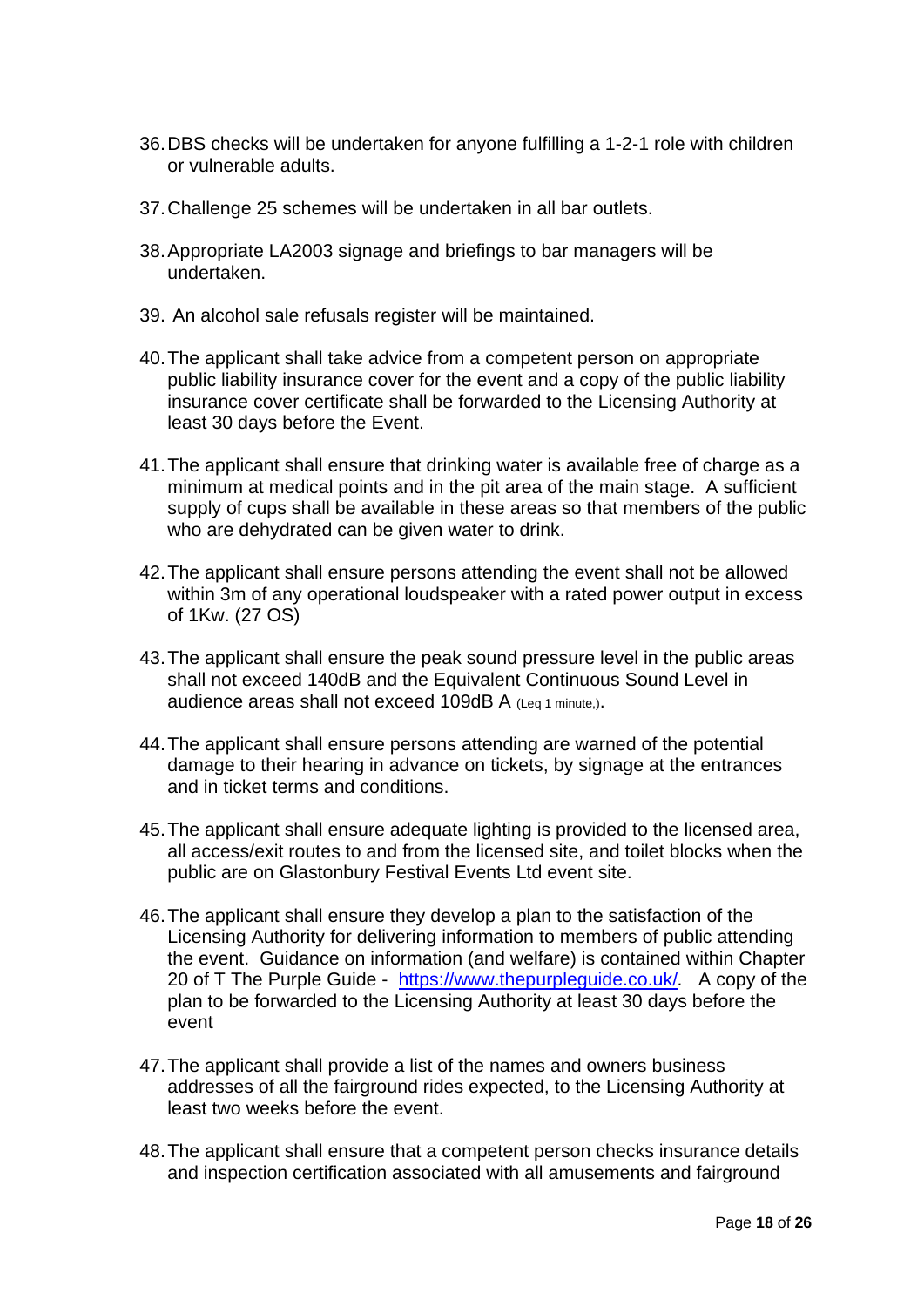36. DBS checks will be undertaken for anyone fulfilling a 1-2-1 role with children or vulnerable adults.

37. Challenge 25 schemes will be undertaken in all bar outlets.

38. Appropriate LA2003 signage and briefings to bar managers will be undertaken.

39. An alcohol sale refusals register will be maintained.

40. The applicant shall take advice from a competent person on appropriate public liability insurance cover for the event and a copy of the public liability insurance cover certificate shall be forwarded to the Licensing Authority at least 30 days before the Event.

41. The applicant shall ensure that drinking water is available free of charge as a minimum at medical points and in the pit area of the main stage. A sufficient supply of cups shall be available in these areas so that members of the public who are dehydrated can be given water to drink.

42. The applicant shall ensure persons attending the event shall not be allowed within 3m of any operational loudspeaker with a rated power output in excess of 1Kw. (27 OS)

43. The applicant shall ensure the peak sound pressure level in the public areas shall not exceed 140dB and the Equivalent Continuous Sound Level in audience areas shall not exceed 109dB A $_{\text{(Leq 1 minute,)}}$.

44. The applicant shall ensure persons attending are warned of the potential damage to their hearing in advance on tickets, by signage at the entrances and in ticket terms and conditions.

45. The applicant shall ensure adequate lighting is provided to the licensed area, all access/exit routes to and from the licensed site, and toilet blocks when the public are on Glastonbury Festival Events Ltd event site.

46. The applicant shall ensure they develop a plan to the satisfaction of the Licensing Authority for delivering information to members of public attending the event. Guidance on information (and welfare) is contained within Chapter 20 of T The Purple Guide - [https://www.thepurpleguide.co.uk/](https://www.thepurpleguide.co.uk/). A copy of the plan to be forwarded to the Licensing Authority at least 30 days before the event

47. The applicant shall provide a list of the names and owners business addresses of all the fairground rides expected, to the Licensing Authority at least two weeks before the event.

48. The applicant shall ensure that a competent person checks insurance details and inspection certification associated with all amusements and fairground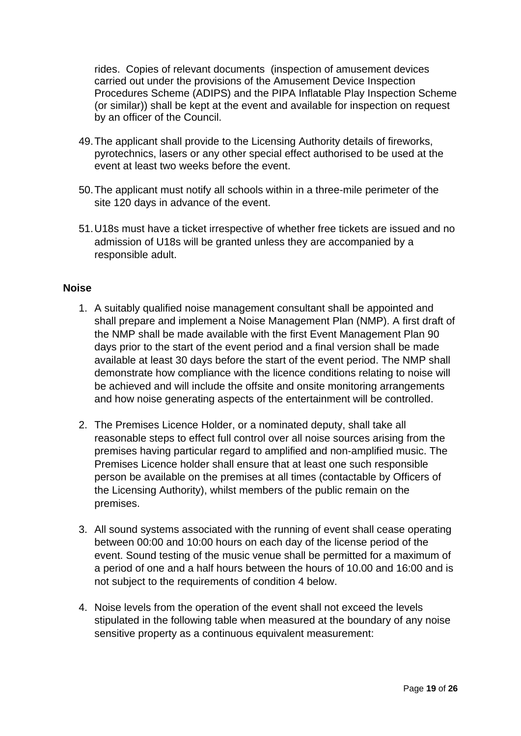rides. Copies of relevant documents (inspection of amusement devices carried out under the provisions of the Amusement Device Inspection Procedures Scheme (ADIPS) and the PIPA Inflatable Play Inspection Scheme (or similar)) shall be kept at the event and available for inspection on request by an officer of the Council.

49. The applicant shall provide to the Licensing Authority details of fireworks, pyrotechnics, lasers or any other special effect authorised to be used at the event at least two weeks before the event.

50. The applicant must notify all schools within in a three-mile perimeter of the site 120 days in advance of the event.

51. U18s must have a ticket irrespective of whether free tickets are issued and no admission of U18s will be granted unless they are accompanied by a responsible adult.

**Noise**

1. A suitably qualified noise management consultant shall be appointed and shall prepare and implement a Noise Management Plan (NMP). A first draft of the NMP shall be made available with the first Event Management Plan 90 days prior to the start of the event period and a final version shall be made available at least 30 days before the start of the event period. The NMP shall demonstrate how compliance with the licence conditions relating to noise will be achieved and will include the offsite and onsite monitoring arrangements and how noise generating aspects of the entertainment will be controlled.

2. The Premises Licence Holder, or a nominated deputy, shall take all reasonable steps to effect full control over all noise sources arising from the premises having particular regard to amplified and non-amplified music. The Premises Licence holder shall ensure that at least one such responsible person be available on the premises at all times (contactable by Officers of the Licensing Authority), whilst members of the public remain on the premises.

3. All sound systems associated with the running of event shall cease operating between 00:00 and 10:00 hours on each day of the license period of the event. Sound testing of the music venue shall be permitted for a maximum of a period of one and a half hours between the hours of 10.00 and 16:00 and is not subject to the requirements of condition 4 below.

4. Noise levels from the operation of the event shall not exceed the levels stipulated in the following table when measured at the boundary of any noise sensitive property as a continuous equivalent measurement: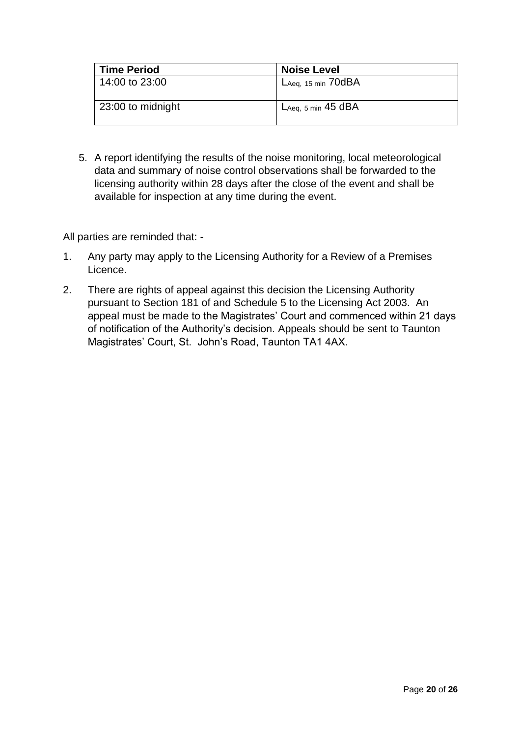| Time Period | Noise Level |
|---|---|
| 14:00 to 23:00 | $L_{Aeq, 15 min}$ 70dBA |
| 23:00 to midnight | $L_{Aeq, 5 min}$ 45 dBA |

5. A report identifying the results of the noise monitoring, local meteorological data and summary of noise control observations shall be forwarded to the licensing authority within 28 days after the close of the event and shall be available for inspection at any time during the event.

All parties are reminded that: -

1. Any party may apply to the Licensing Authority for a Review of a Premises Licence.
2. There are rights of appeal against this decision the Licensing Authority pursuant to Section 181 of and Schedule 5 to the Licensing Act 2003. An appeal must be made to the Magistrates' Court and commenced within 21 days of notification of the Authority's decision. Appeals should be sent to Taunton Magistrates' Court, St. John's Road, Taunton TA1 4AX.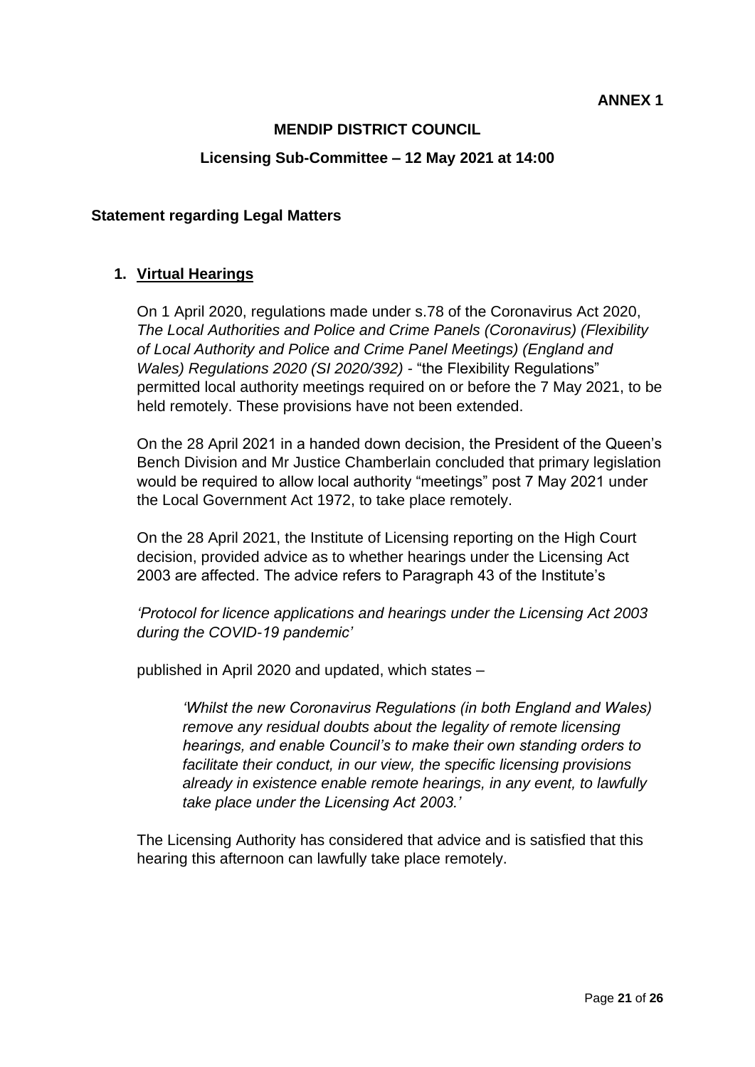**ANNEX 1**

**MENDIP DISTRICT COUNCIL**

**Licensing Sub-Committee – 12 May 2021 at 14:00**

**Statement regarding Legal Matters**

1. **Virtual Hearings**

   On 1 April 2020, regulations made under s.78 of the Coronavirus Act 2020, *The Local Authorities and Police and Crime Panels (Coronavirus) (Flexibility of Local Authority and Police and Crime Panel Meetings) (England and Wales) Regulations 2020 (SI 2020/392)* - "the Flexibility Regulations" permitted local authority meetings required on or before the 7 May 2021, to be held remotely. These provisions have not been extended.

   On the 28 April 2021 in a handed down decision, the President of the Queen's Bench Division and Mr Justice Chamberlain concluded that primary legislation would be required to allow local authority "meetings" post 7 May 2021 under the Local Government Act 1972, to take place remotely.

   On the 28 April 2021, the Institute of Licensing reporting on the High Court decision, provided advice as to whether hearings under the Licensing Act 2003 are affected. The advice refers to Paragraph 43 of the Institute's

   *'Protocol for licence applications and hearings under the Licensing Act 2003 during the COVID-19 pandemic'*

   published in April 2020 and updated, which states –

   > *'Whilst the new Coronavirus Regulations (in both England and Wales) remove any residual doubts about the legality of remote licensing hearings, and enable Council's to make their own standing orders to facilitate their conduct, in our view, the specific licensing provisions already in existence enable remote hearings, in any event, to lawfully take place under the Licensing Act 2003.'*

   The Licensing Authority has considered that advice and is satisfied that this hearing this afternoon can lawfully take place remotely.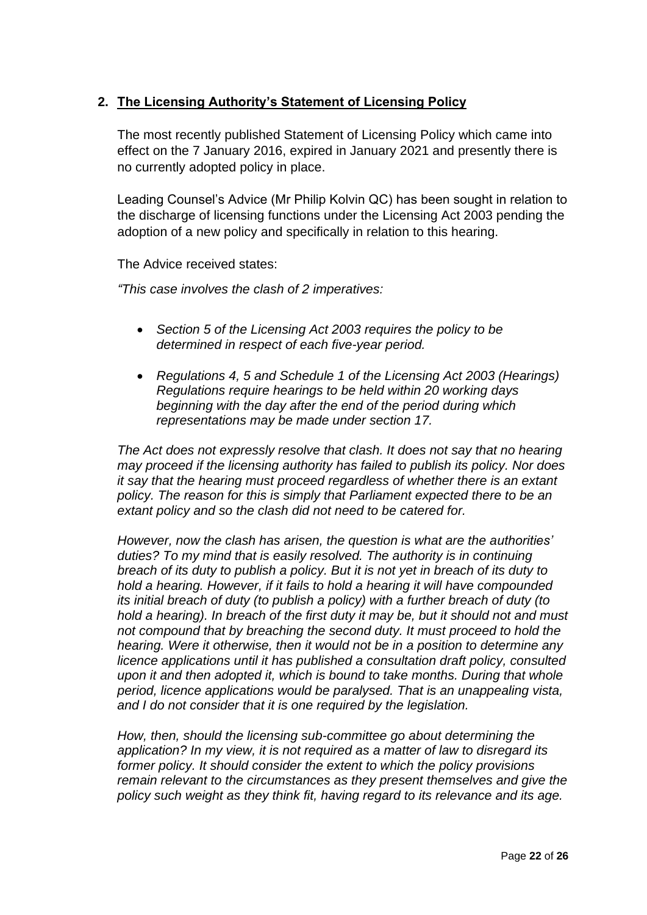## 2. The Licensing Authority's Statement of Licensing Policy

The most recently published Statement of Licensing Policy which came into effect on the 7 January 2016, expired in January 2021 and presently there is no currently adopted policy in place.

Leading Counsel's Advice (Mr Philip Kolvin QC) has been sought in relation to the discharge of licensing functions under the Licensing Act 2003 pending the adoption of a new policy and specifically in relation to this hearing.

The Advice received states:

*"This case involves the clash of 2 imperatives:*

- *Section 5 of the Licensing Act 2003 requires the policy to be determined in respect of each five-year period.*
- *Regulations 4, 5 and Schedule 1 of the Licensing Act 2003 (Hearings) Regulations require hearings to be held within 20 working days beginning with the day after the end of the period during which representations may be made under section 17.*

*The Act does not expressly resolve that clash. It does not say that no hearing may proceed if the licensing authority has failed to publish its policy. Nor does it say that the hearing must proceed regardless of whether there is an extant policy. The reason for this is simply that Parliament expected there to be an extant policy and so the clash did not need to be catered for.*

*However, now the clash has arisen, the question is what are the authorities' duties? To my mind that is easily resolved. The authority is in continuing breach of its duty to publish a policy. But it is not yet in breach of its duty to hold a hearing. However, if it fails to hold a hearing it will have compounded its initial breach of duty (to publish a policy) with a further breach of duty (to hold a hearing). In breach of the first duty it may be, but it should not and must not compound that by breaching the second duty. It must proceed to hold the hearing. Were it otherwise, then it would not be in a position to determine any licence applications until it has published a consultation draft policy, consulted upon it and then adopted it, which is bound to take months. During that whole period, licence applications would be paralysed. That is an unappealing vista, and I do not consider that it is one required by the legislation.*

*How, then, should the licensing sub-committee go about determining the application? In my view, it is not required as a matter of law to disregard its former policy. It should consider the extent to which the policy provisions remain relevant to the circumstances as they present themselves and give the policy such weight as they think fit, having regard to its relevance and its age.*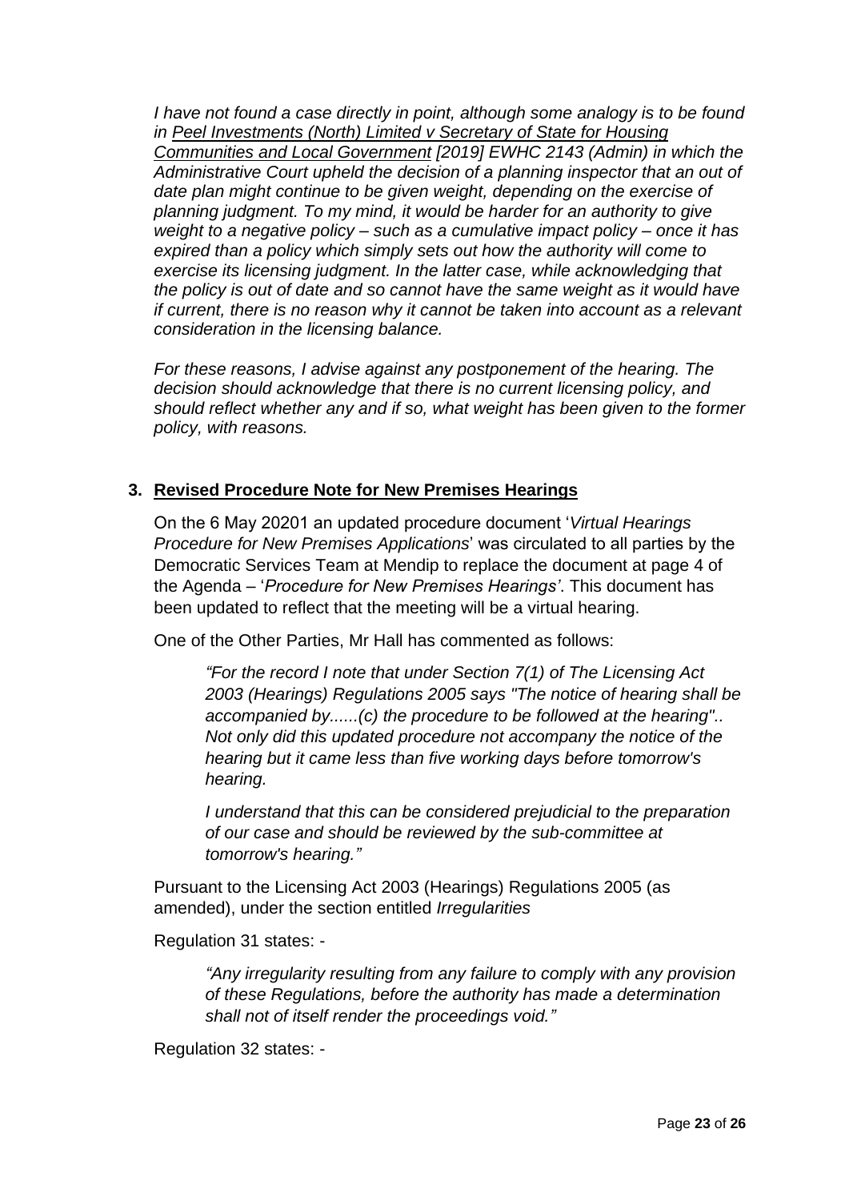*I have not found a case directly in point, although some analogy is to be found in <u>Peel Investments (North) Limited v Secretary of State for Housing Communities and Local Government</u> [2019] EWHC 2143 (Admin) in which the Administrative Court upheld the decision of a planning inspector that an out of date plan might continue to be given weight, depending on the exercise of planning judgment. To my mind, it would be harder for an authority to give weight to a negative policy – such as a cumulative impact policy – once it has expired than a policy which simply sets out how the authority will come to exercise its licensing judgment. In the latter case, while acknowledging that the policy is out of date and so cannot have the same weight as it would have if current, there is no reason why it cannot be taken into account as a relevant consideration in the licensing balance.*

*For these reasons, I advise against any postponement of the hearing. The decision should acknowledge that there is no current licensing policy, and should reflect whether any and if so, what weight has been given to the former policy, with reasons.*

## 3. Revised Procedure Note for New Premises Hearings

On the 6 May 20201 an updated procedure document '*Virtual Hearings Procedure for New Premises Applications*' was circulated to all parties by the Democratic Services Team at Mendip to replace the document at page 4 of the Agenda – '*Procedure for New Premises Hearings'*. This document has been updated to reflect that the meeting will be a virtual hearing.

One of the Other Parties, Mr Hall has commented as follows:

> *"For the record I note that under Section 7(1) of The Licensing Act 2003 (Hearings) Regulations 2005 says "The notice of hearing shall be accompanied by......(c) the procedure to be followed at the hearing".. Not only did this updated procedure not accompany the notice of the hearing but it came less than five working days before tomorrow's hearing.*
>
> *I understand that this can be considered prejudicial to the preparation of our case and should be reviewed by the sub-committee at tomorrow's hearing."*

Pursuant to the Licensing Act 2003 (Hearings) Regulations 2005 (as amended), under the section entitled *Irregularities*

Regulation 31 states: -

> *"Any irregularity resulting from any failure to comply with any provision of these Regulations, before the authority has made a determination shall not of itself render the proceedings void."*

Regulation 32 states: -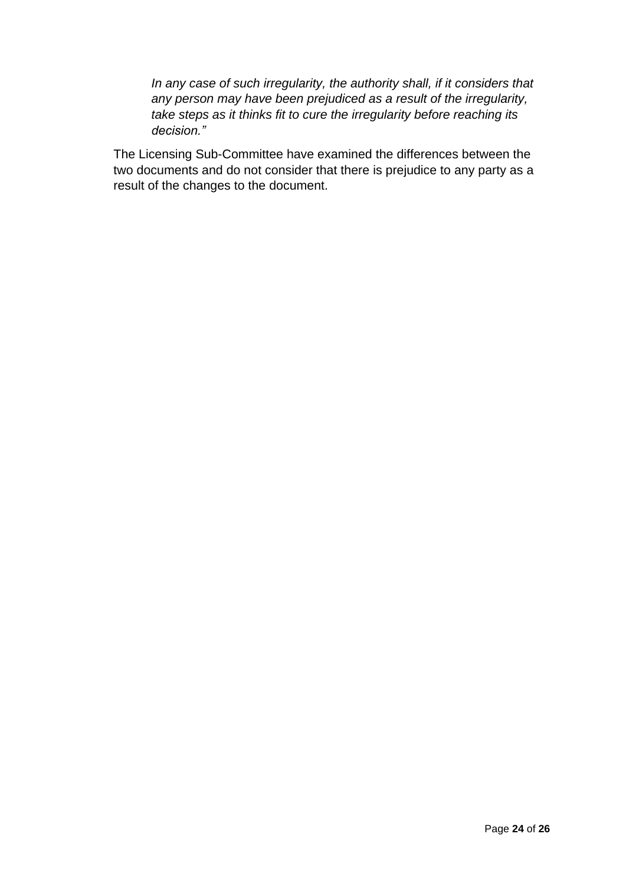> *In any case of such irregularity, the authority shall, if it considers that any person may have been prejudiced as a result of the irregularity, take steps as it thinks fit to cure the irregularity before reaching its decision."*

The Licensing Sub-Committee have examined the differences between the two documents and do not consider that there is prejudice to any party as a result of the changes to the document.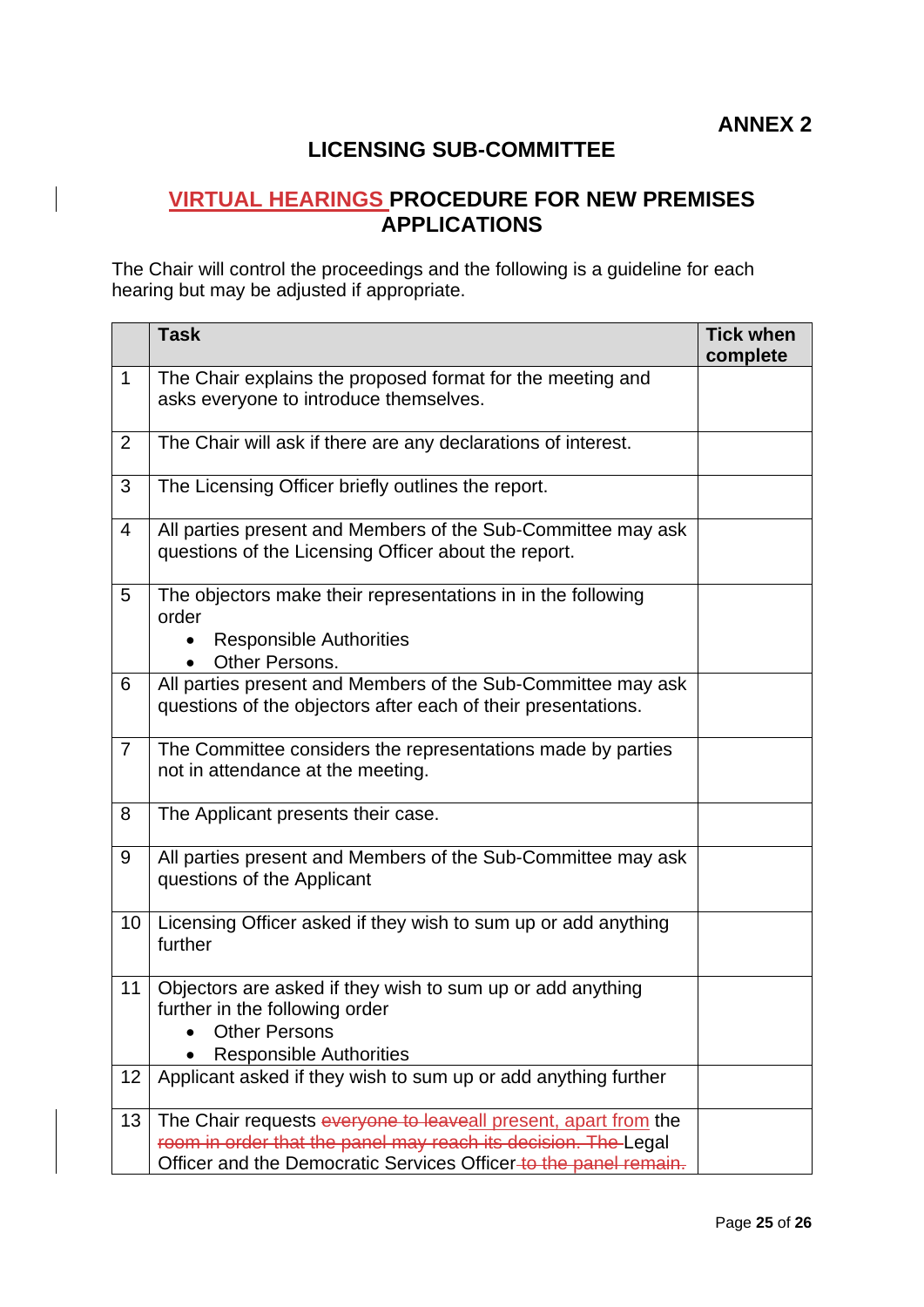**ANNEX 2**

# LICENSING SUB-COMMITTEE

## VIRTUAL HEARINGS PROCEDURE FOR NEW PREMISES APPLICATIONS

The Chair will control the proceedings and the following is a guideline for each hearing but may be adjusted if appropriate.

| | Task | Tick when complete |
|---|---|---|
| 1 | The Chair explains the proposed format for the meeting and asks everyone to introduce themselves. | |
| 2 | The Chair will ask if there are any declarations of interest. | |
| 3 | The Licensing Officer briefly outlines the report. | |
| 4 | All parties present and Members of the Sub-Committee may ask questions of the Licensing Officer about the report. | |
| 5 | The objectors make their representations in in the following order<br>• Responsible Authorities<br>• Other Persons. | |
| 6 | All parties present and Members of the Sub-Committee may ask questions of the objectors after each of their presentations. | |
| 7 | The Committee considers the representations made by parties not in attendance at the meeting. | |
| 8 | The Applicant presents their case. | |
| 9 | All parties present and Members of the Sub-Committee may ask questions of the Applicant | |
| 10 | Licensing Officer asked if they wish to sum up or add anything further | |
| 11 | Objectors are asked if they wish to sum up or add anything further in the following order<br>• Other Persons<br>• Responsible Authorities | |
| 12 | Applicant asked if they wish to sum up or add anything further | |
| 13 | The Chair requests ~~everyone to leave~~all present, apart from the ~~room in order that the panel may reach its decision. The~~ Legal Officer and the Democratic Services Officer ~~to the panel remain.~~ | |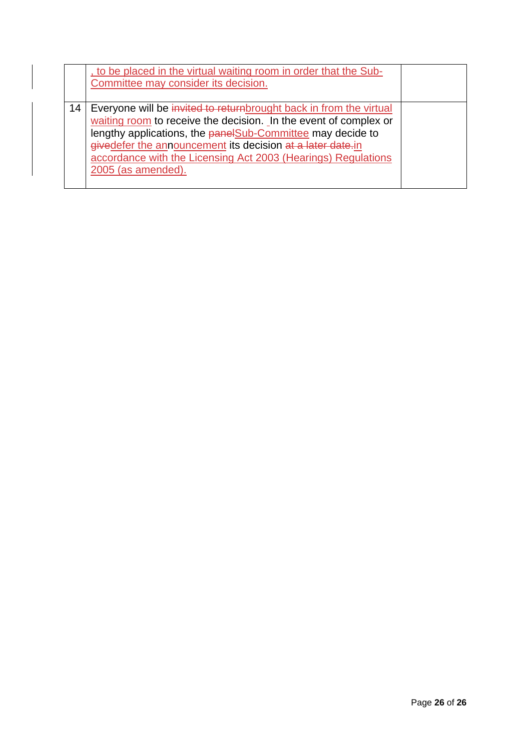| | | |
|---|---|---|
| | , to be placed in the virtual waiting room in order that the Sub-Committee may consider its decision. | |
| 14 | Everyone will be ~~invited to return~~brought back in from the virtual waiting room to receive the decision. In the event of complex or lengthy applications, the ~~panel~~Sub-Committee may decide to ~~give~~defer the announcement its decision ~~at a later date.~~in accordance with the Licensing Act 2003 (Hearings) Regulations 2005 (as amended). | |